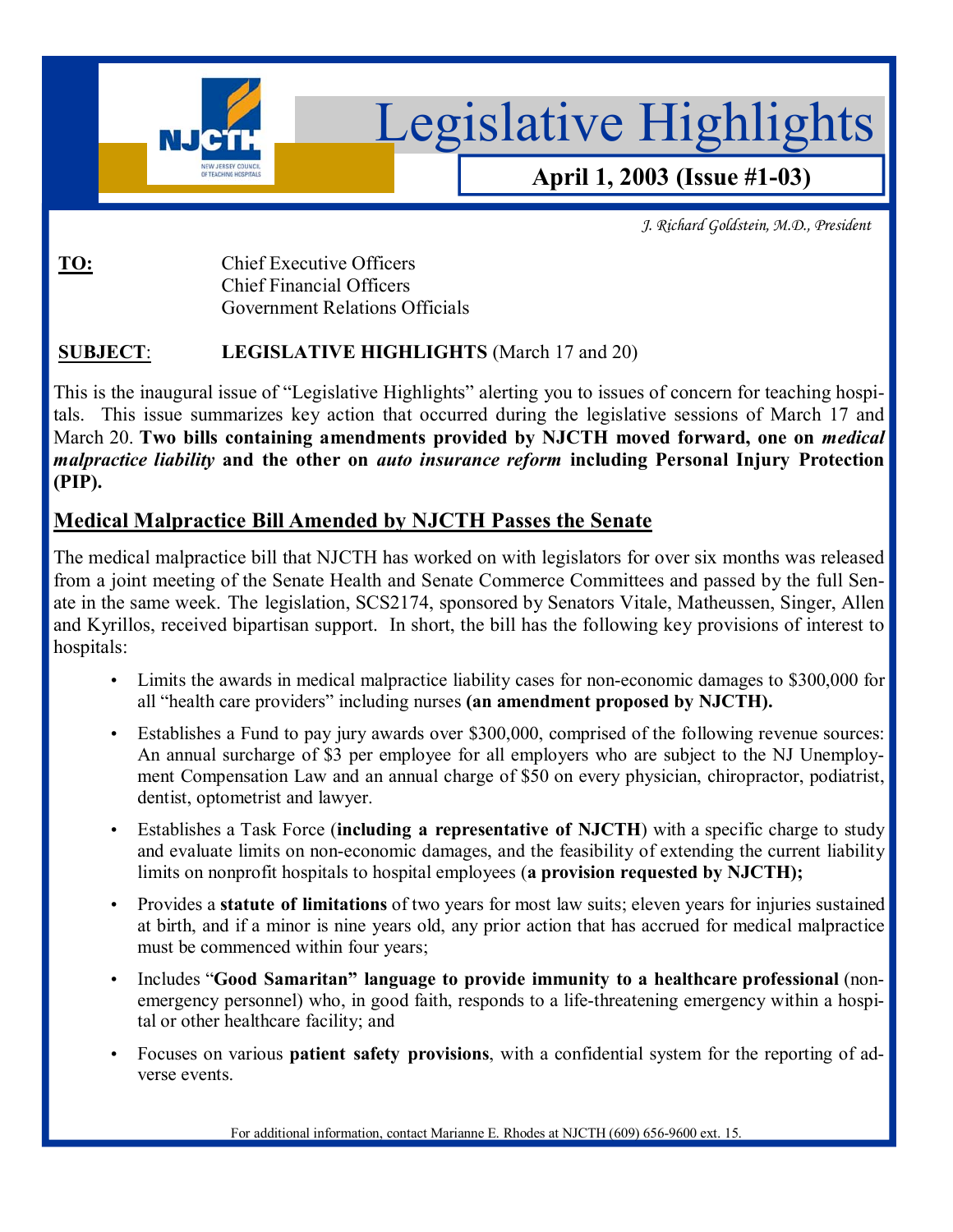# Legislative Highlights

**April 1, 2003 (Issue #1-03)**

*J. Richard Goldstein, M.D., President*

**TO:** Chief Executive Officers
Chief Financial Officers
Government Relations Officials

**SUBJECT**: **LEGISLATIVE HIGHLIGHTS** (March 17 and 20)

This is the inaugural issue of "Legislative Highlights" alerting you to issues of concern for teaching hospitals. This issue summarizes key action that occurred during the legislative sessions of March 17 and March 20. **Two bills containing amendments provided by NJCTH moved forward, one on *medical malpractice liability* and the other on *auto insurance reform* including Personal Injury Protection (PIP).**

## Medical Malpractice Bill Amended by NJCTH Passes the Senate

The medical malpractice bill that NJCTH has worked on with legislators for over six months was released from a joint meeting of the Senate Health and Senate Commerce Committees and passed by the full Senate in the same week. The legislation, SCS2174, sponsored by Senators Vitale, Matheussen, Singer, Allen and Kyrillos, received bipartisan support. In short, the bill has the following key provisions of interest to hospitals:

- Limits the awards in medical malpractice liability cases for non-economic damages to $300,000 for all "health care providers" including nurses **(an amendment proposed by NJCTH).**
- Establishes a Fund to pay jury awards over $300,000, comprised of the following revenue sources: An annual surcharge of $3 per employee for all employers who are subject to the NJ Unemployment Compensation Law and an annual charge of $50 on every physician, chiropractor, podiatrist, dentist, optometrist and lawyer.
- Establishes a Task Force (**including a representative of NJCTH**) with a specific charge to study and evaluate limits on non-economic damages, and the feasibility of extending the current liability limits on nonprofit hospitals to hospital employees (**a provision requested by NJCTH);**
- Provides a **statute of limitations** of two years for most law suits; eleven years for injuries sustained at birth, and if a minor is nine years old, any prior action that has accrued for medical malpractice must be commenced within four years;
- Includes "**Good Samaritan" language to provide immunity to a healthcare professional** (non-emergency personnel) who, in good faith, responds to a life-threatening emergency within a hospital or other healthcare facility; and
- Focuses on various **patient safety provisions**, with a confidential system for the reporting of adverse events.

For additional information, contact Marianne E. Rhodes at NJCTH (609) 656-9600 ext. 15.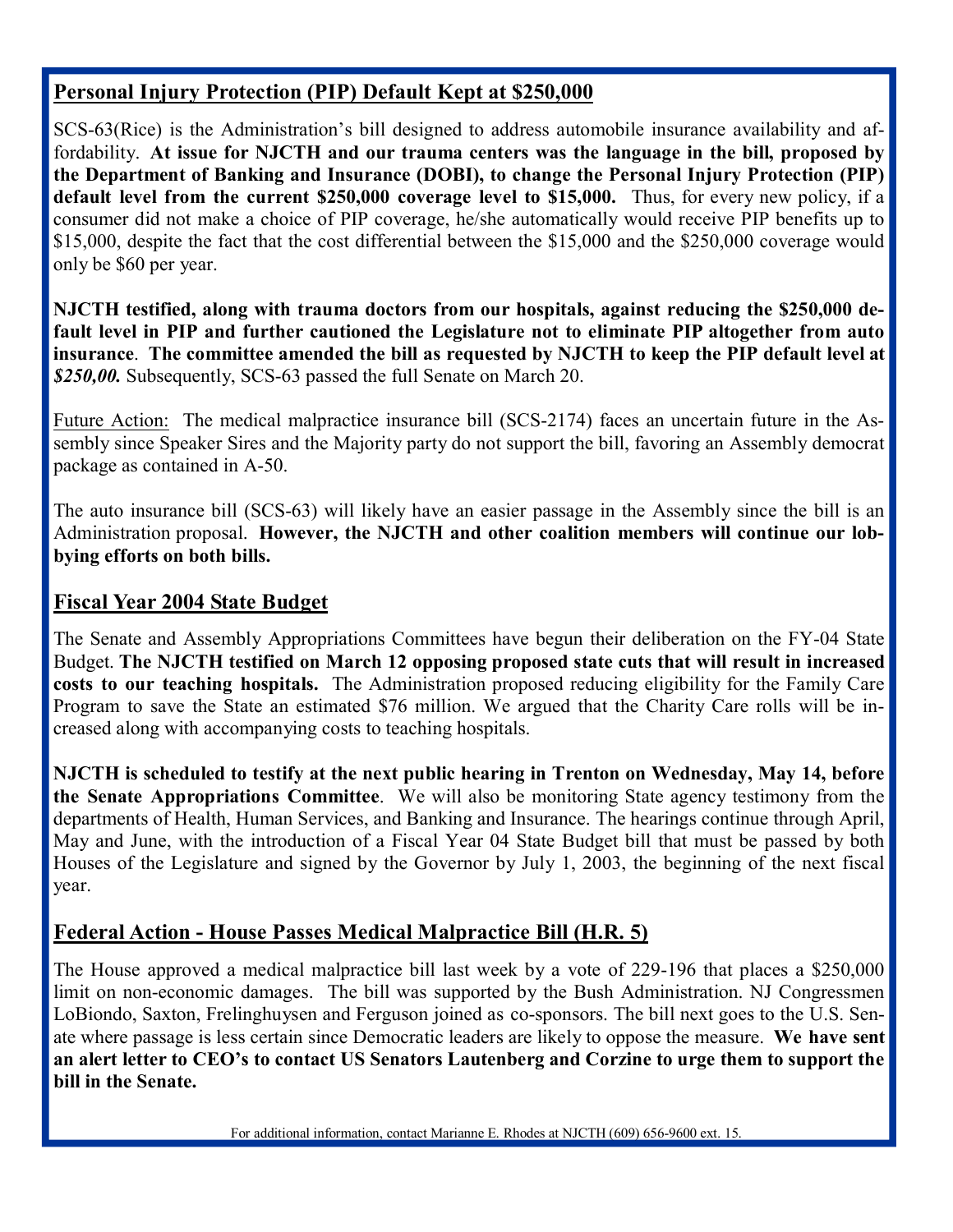## Personal Injury Protection (PIP) Default Kept at $250,000

SCS-63(Rice) is the Administration's bill designed to address automobile insurance availability and affordability. **At issue for NJCTH and our trauma centers was the language in the bill, proposed by the Department of Banking and Insurance (DOBI), to change the Personal Injury Protection (PIP) default level from the current $250,000 coverage level to $15,000.** Thus, for every new policy, if a consumer did not make a choice of PIP coverage, he/she automatically would receive PIP benefits up to $15,000, despite the fact that the cost differential between the $15,000 and the $250,000 coverage would only be $60 per year.

**NJCTH testified, along with trauma doctors from our hospitals, against reducing the $250,000 default level in PIP and further cautioned the Legislature not to eliminate PIP altogether from auto insurance**. **The committee amended the bill as requested by NJCTH to keep the PIP default level at *$250,00.*** Subsequently, SCS-63 passed the full Senate on March 20.

Future Action: The medical malpractice insurance bill (SCS-2174) faces an uncertain future in the Assembly since Speaker Sires and the Majority party do not support the bill, favoring an Assembly democrat package as contained in A-50.

The auto insurance bill (SCS-63) will likely have an easier passage in the Assembly since the bill is an Administration proposal. **However, the NJCTH and other coalition members will continue our lobbying efforts on both bills.**

## Fiscal Year 2004 State Budget

The Senate and Assembly Appropriations Committees have begun their deliberation on the FY-04 State Budget. **The NJCTH testified on March 12 opposing proposed state cuts that will result in increased costs to our teaching hospitals.** The Administration proposed reducing eligibility for the Family Care Program to save the State an estimated $76 million. We argued that the Charity Care rolls will be increased along with accompanying costs to teaching hospitals.

**NJCTH is scheduled to testify at the next public hearing in Trenton on Wednesday, May 14, before the Senate Appropriations Committee**. We will also be monitoring State agency testimony from the departments of Health, Human Services, and Banking and Insurance. The hearings continue through April, May and June, with the introduction of a Fiscal Year 04 State Budget bill that must be passed by both Houses of the Legislature and signed by the Governor by July 1, 2003, the beginning of the next fiscal year.

## Federal Action - House Passes Medical Malpractice Bill (H.R. 5)

The House approved a medical malpractice bill last week by a vote of 229-196 that places a $250,000 limit on non-economic damages. The bill was supported by the Bush Administration. NJ Congressmen LoBiondo, Saxton, Frelinghuysen and Ferguson joined as co-sponsors. The bill next goes to the U.S. Senate where passage is less certain since Democratic leaders are likely to oppose the measure. **We have sent an alert letter to CEO's to contact US Senators Lautenberg and Corzine to urge them to support the bill in the Senate.**

For additional information, contact Marianne E. Rhodes at NJCTH (609) 656-9600 ext. 15.